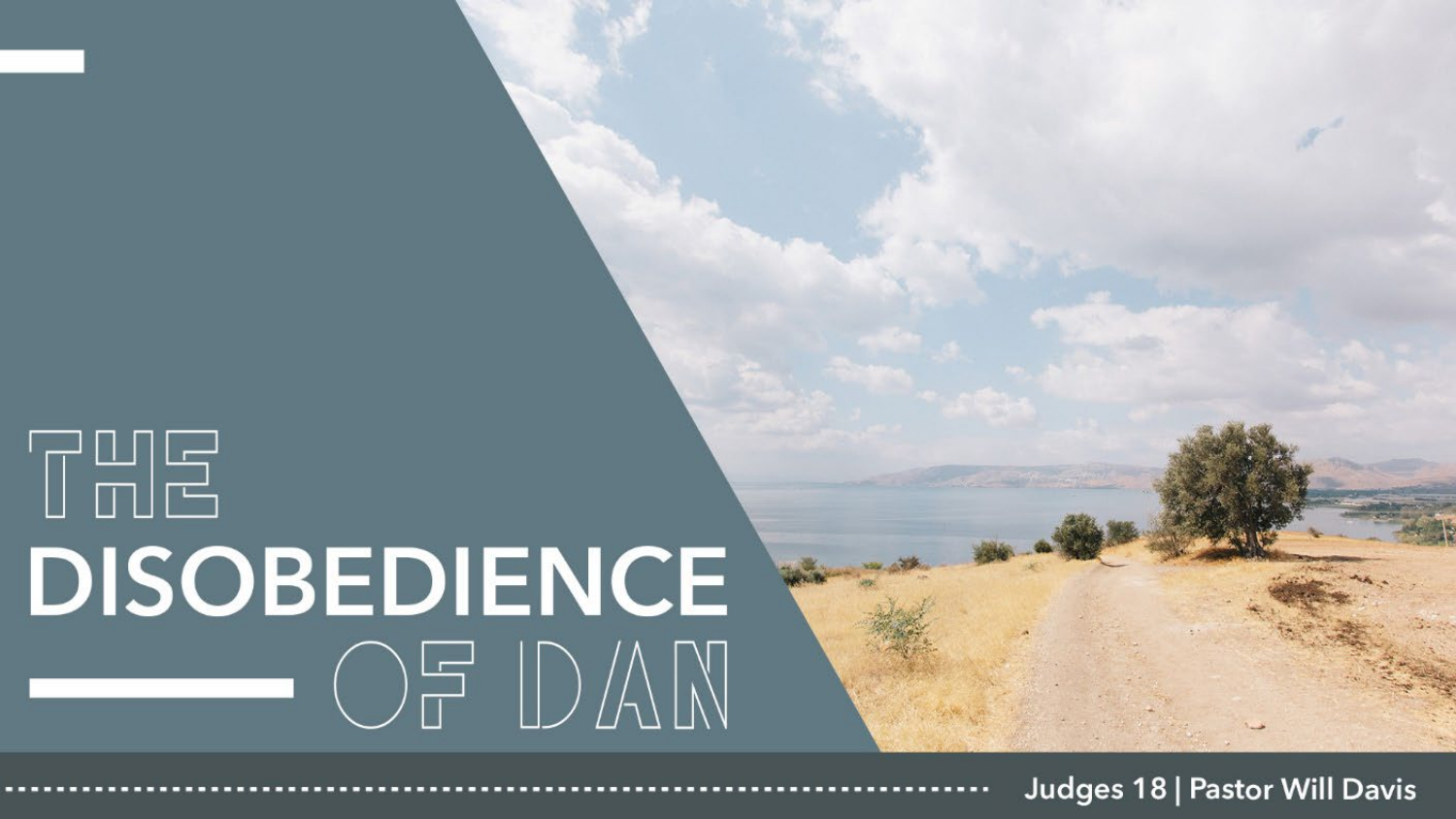# THE DISOBEDIENCE OF DAN

Judges 18 | Pastor Will Davis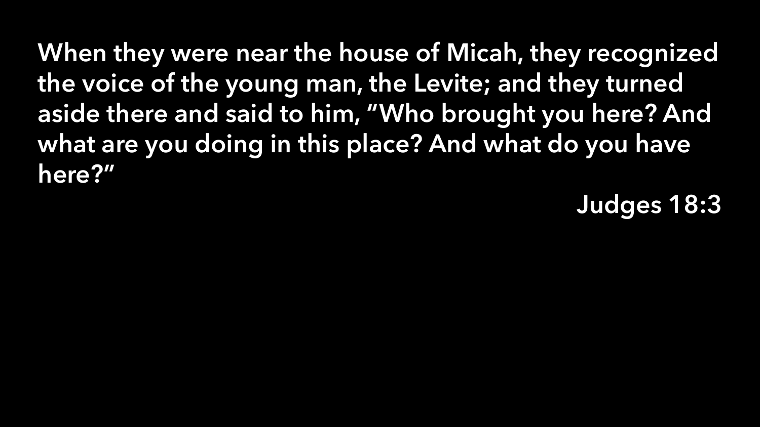When they were near the house of Micah, they recognized the voice of the young man, the Levite; and they turned aside there and said to him, "Who brought you here? And what are you doing in this place? And what do you have here?"

Judges 18:3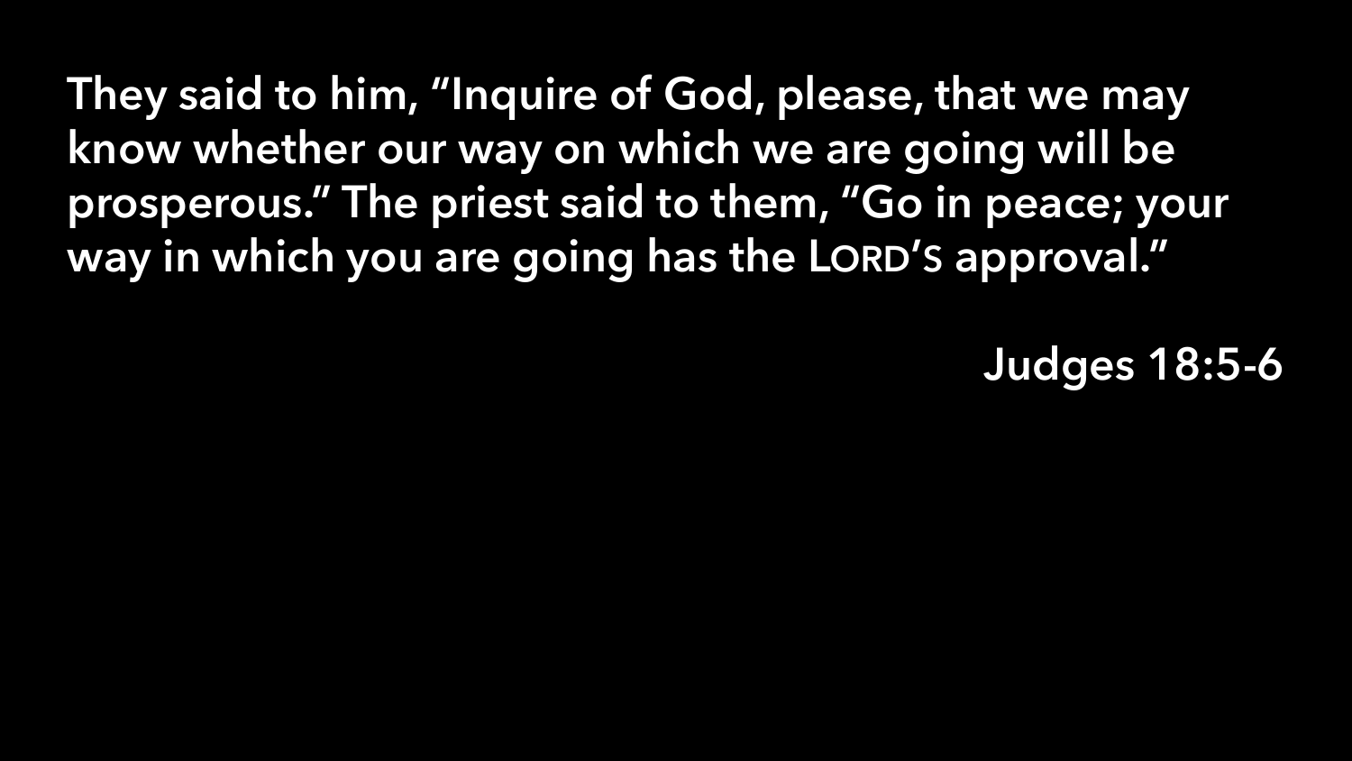They said to him, "Inquire of God, please, that we may know whether our way on which we are going will be prosperous." The priest said to them, "Go in peace; your way in which you are going has the LORD'S approval."

Judges 18:5-6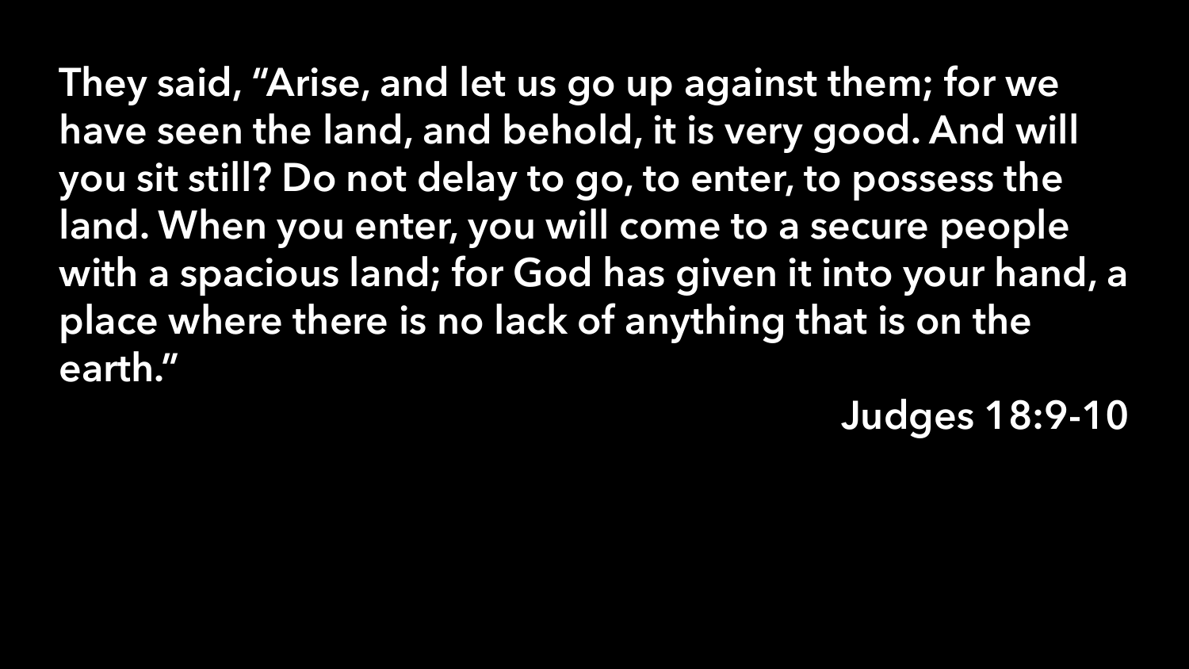They said, "Arise, and let us go up against them; for we have seen the land, and behold, it is very good. And will you sit still? Do not delay to go, to enter, to possess the land. When you enter, you will come to a secure people with a spacious land; for God has given it into your hand, a place where there is no lack of anything that is on the earth."

Judges 18:9-10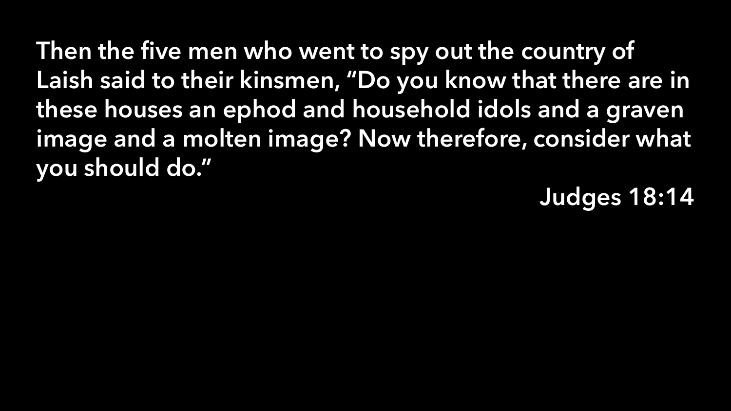Then the five men who went to spy out the country of Laish said to their kinsmen, “Do you know that there are in these houses an ephod and household idols and a graven image and a molten image? Now therefore, consider what you should do.”

Judges 18:14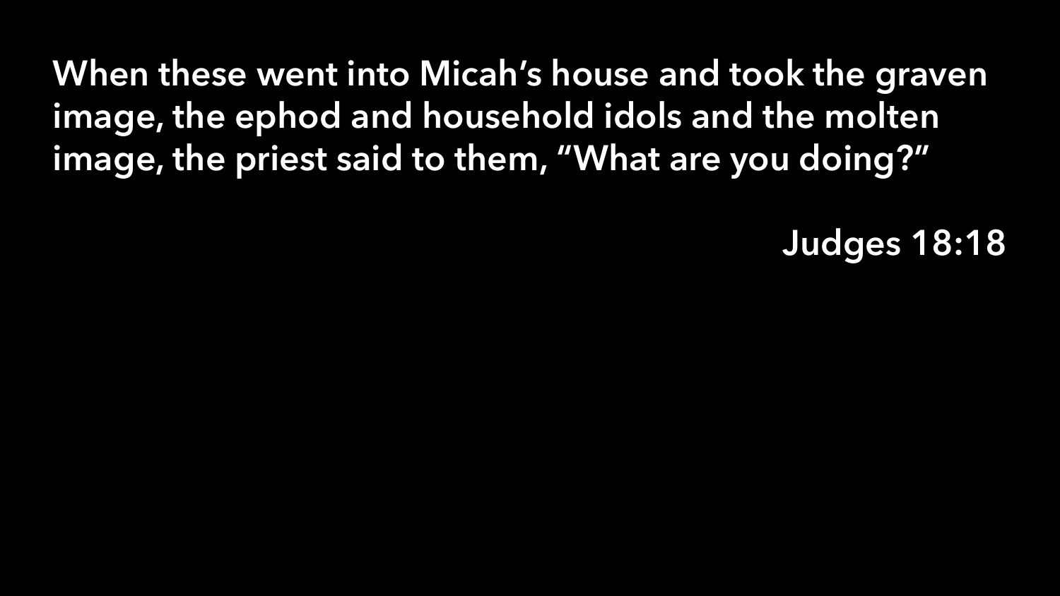When these went into Micah’s house and took the graven image, the ephod and household idols and the molten image, the priest said to them, “What are you doing?”

Judges 18:18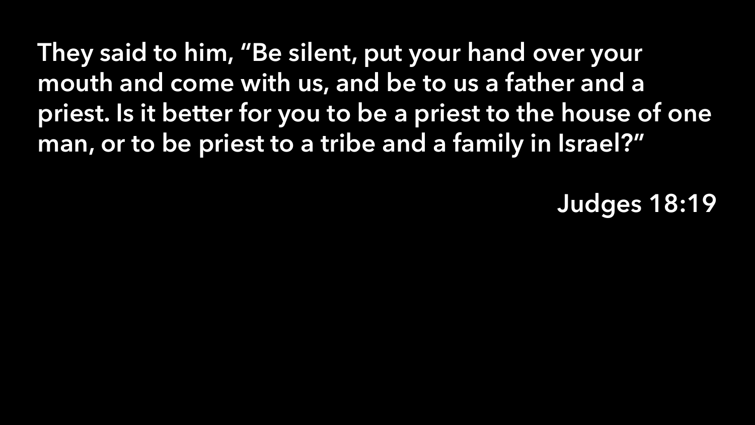They said to him, “Be silent, put your hand over your mouth and come with us, and be to us a father and a priest. Is it better for you to be a priest to the house of one man, or to be priest to a tribe and a family in Israel?”

Judges 18:19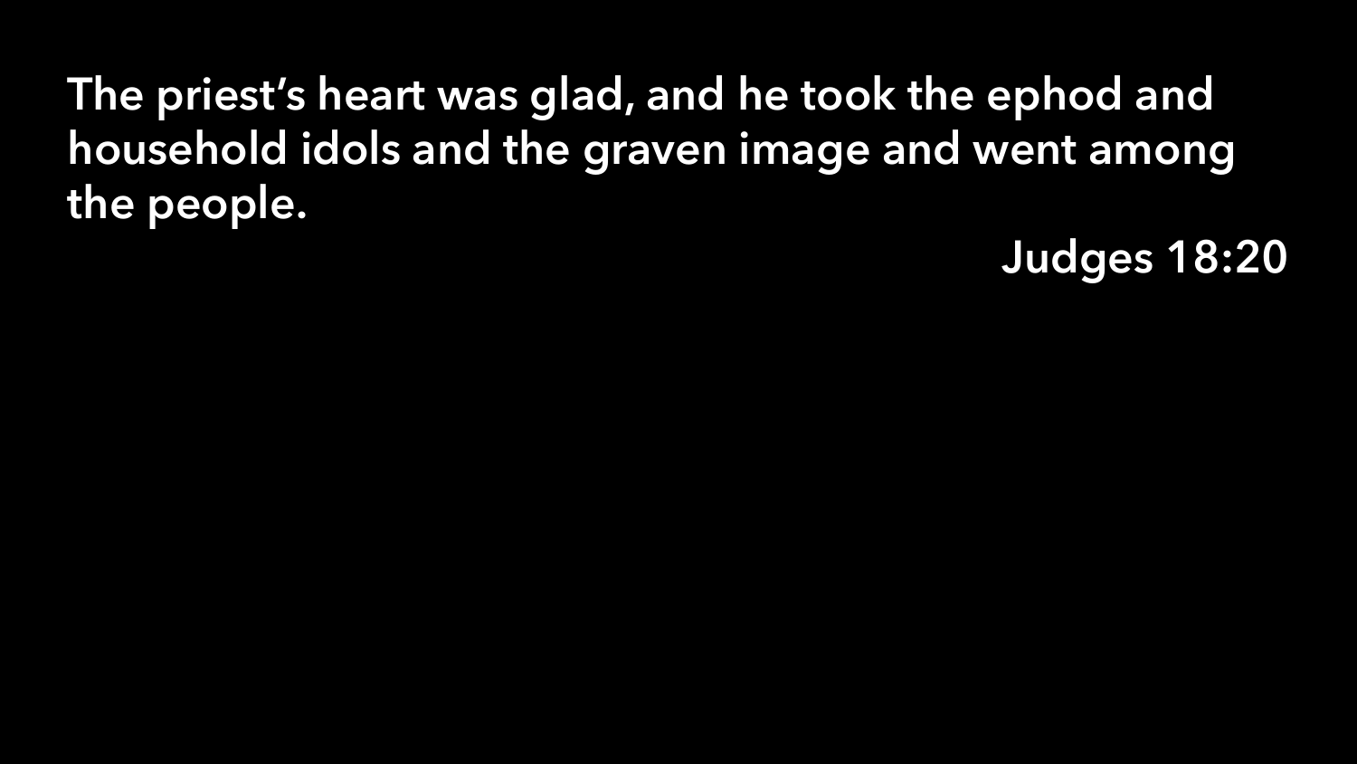The priest's heart was glad, and he took the ephod and household idols and the graven image and went among the people.

Judges 18:20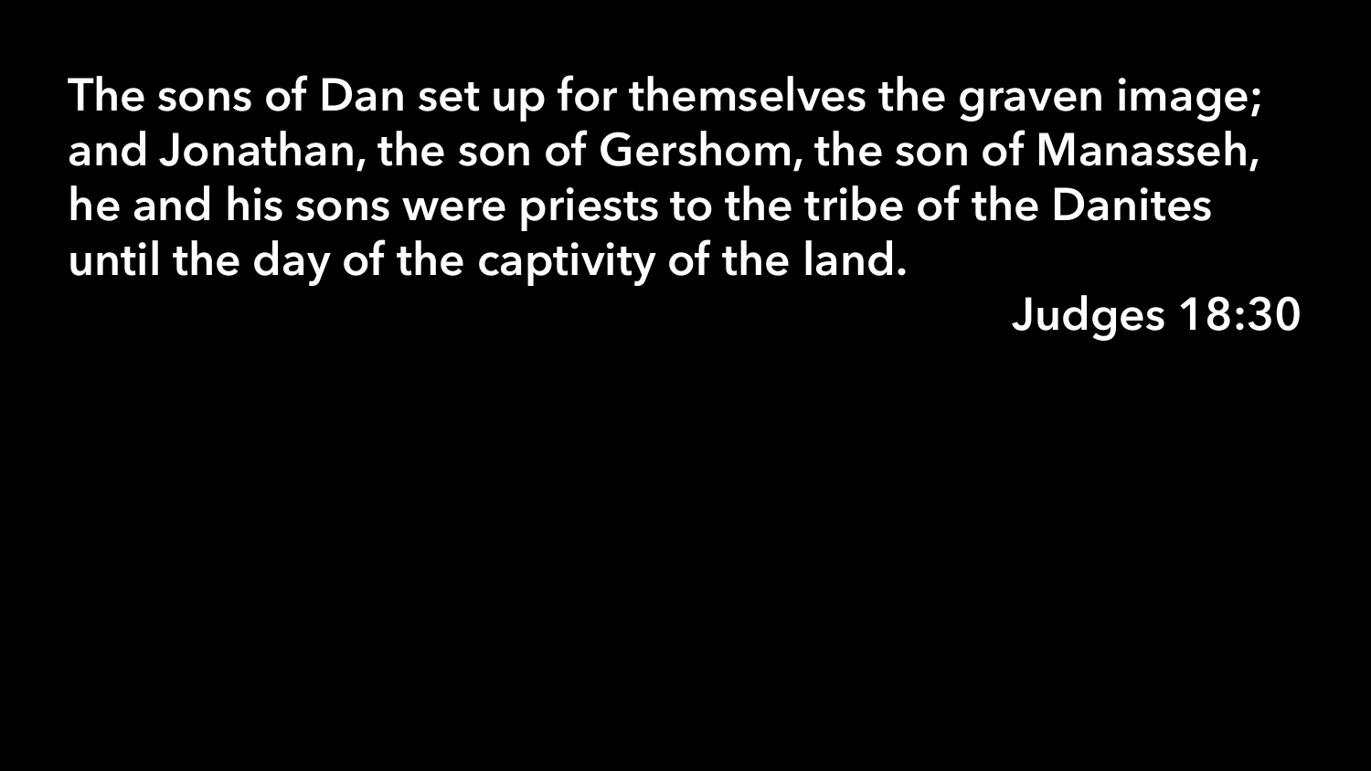The sons of Dan set up for themselves the graven image; and Jonathan, the son of Gershom, the son of Manasseh, he and his sons were priests to the tribe of the Danites until the day of the captivity of the land.

Judges 18:30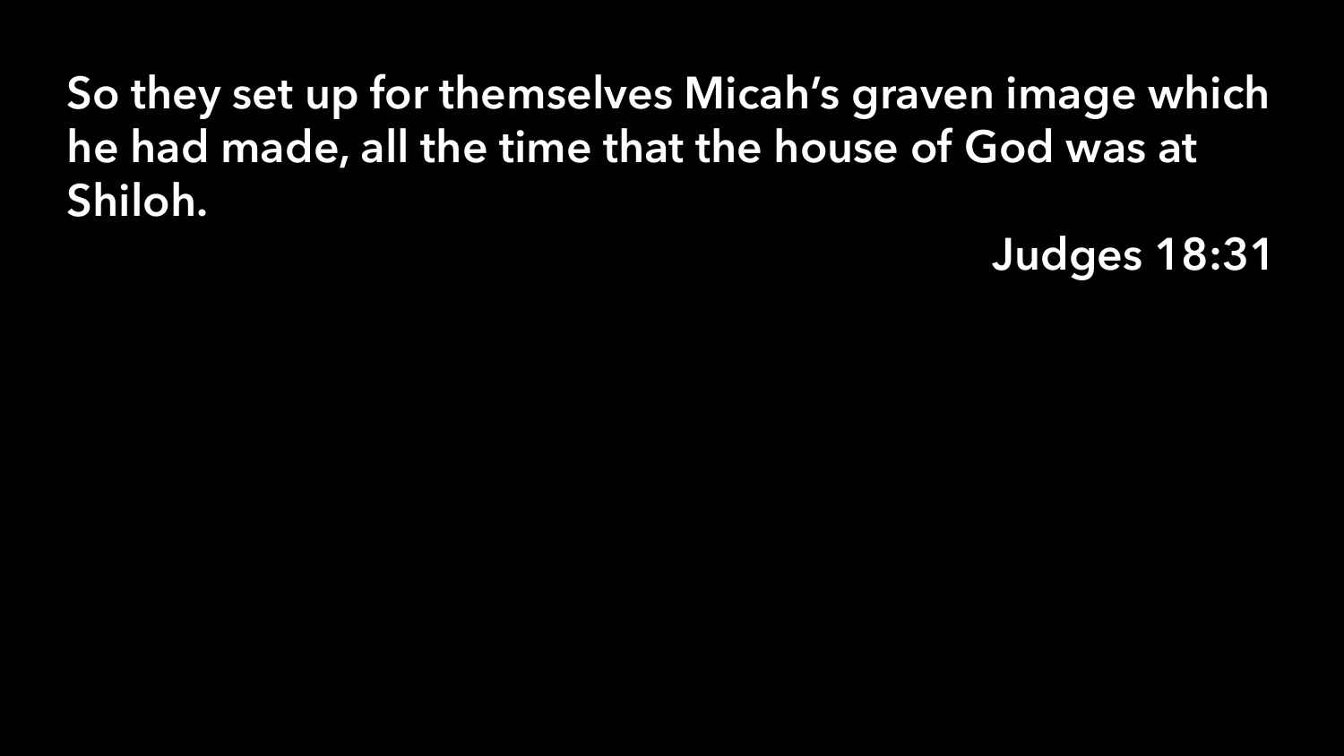So they set up for themselves Micah's graven image which he had made, all the time that the house of God was at Shiloh.

Judges 18:31